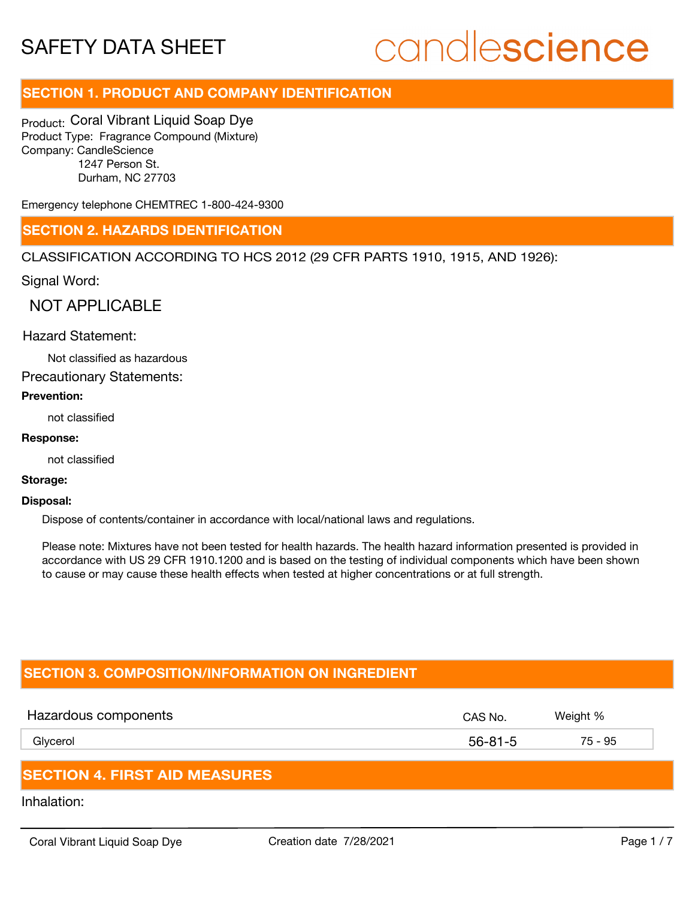# SAFETY DATA SHEET

candlescience

## SECTION 1. PRODUCT AND COMPANY IDENTIFICATION

Product: Coral Vibrant Liquid Soap Dye
Product Type: Fragrance Compound (Mixture)
Company: CandleScience
1247 Person St.
Durham, NC 27703

Emergency telephone CHEMTREC 1-800-424-9300

## SECTION 2. HAZARDS IDENTIFICATION

CLASSIFICATION ACCORDING TO HCS 2012 (29 CFR PARTS 1910, 1915, AND 1926):

Signal Word:

NOT APPLICABLE

Hazard Statement:

Not classified as hazardous

Precautionary Statements:

**Prevention:**

not classified

**Response:**

not classified

**Storage:**

**Disposal:**

Dispose of contents/container in accordance with local/national laws and regulations.

Please note: Mixtures have not been tested for health hazards. The health hazard information presented is provided in accordance with US 29 CFR 1910.1200 and is based on the testing of individual components which have been shown to cause or may cause these health effects when tested at higher concentrations or at full strength.

## SECTION 3. COMPOSITION/INFORMATION ON INGREDIENT

| Hazardous components | CAS No. | Weight % |
|---|---|---|
| Glycerol | 56-81-5 | 75 - 95 |

## SECTION 4. FIRST AID MEASURES

Inhalation: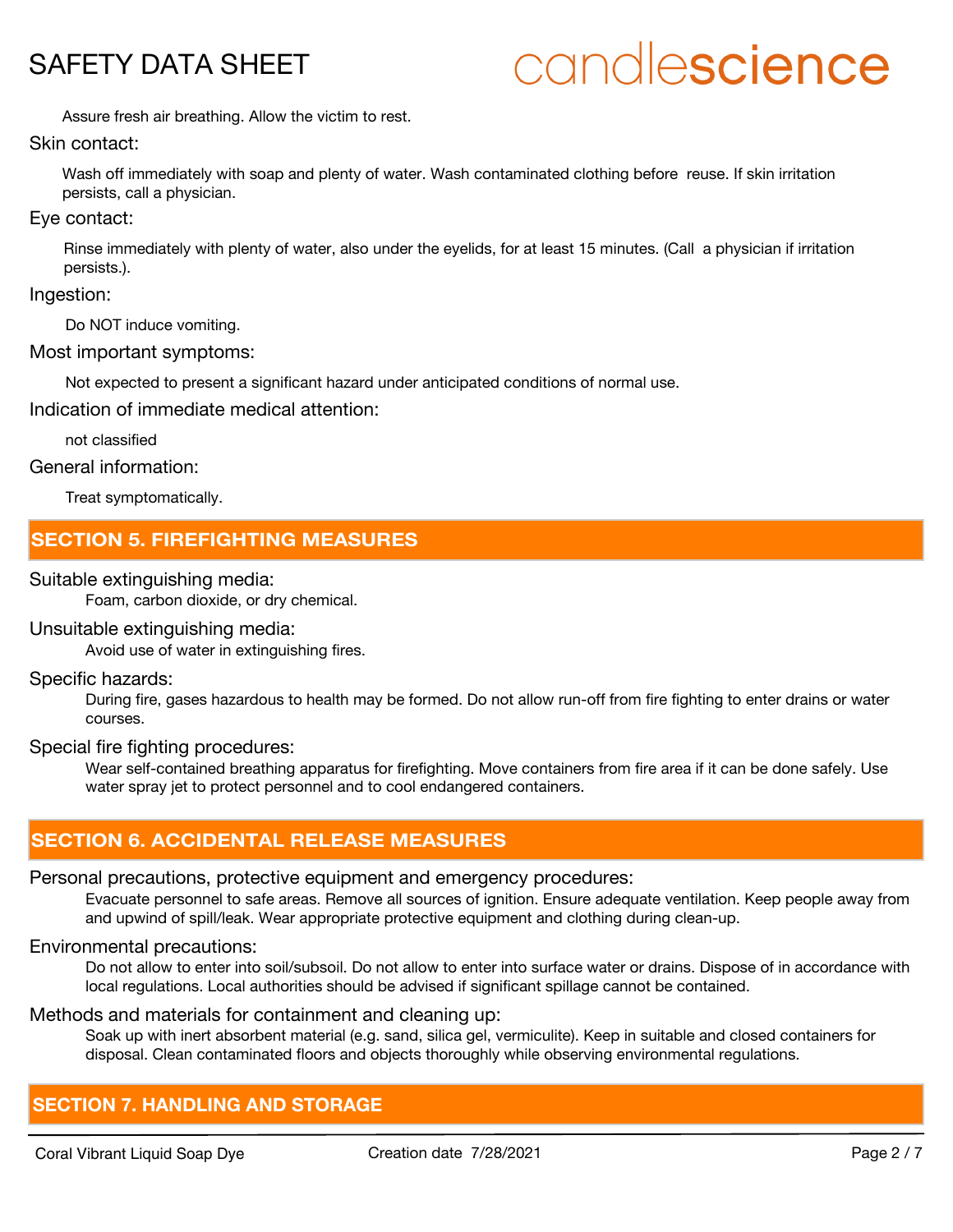Assure fresh air breathing. Allow the victim to rest.

Skin contact:

Wash off immediately with soap and plenty of water. Wash contaminated clothing before reuse. If skin irritation persists, call a physician.

Eye contact:

Rinse immediately with plenty of water, also under the eyelids, for at least 15 minutes. (Call a physician if irritation persists.).

Ingestion:

Do NOT induce vomiting.

Most important symptoms:

Not expected to present a significant hazard under anticipated conditions of normal use.

Indication of immediate medical attention:

not classified

General information:

Treat symptomatically.

## SECTION 5. FIREFIGHTING MEASURES

Suitable extinguishing media:

Foam, carbon dioxide, or dry chemical.

Unsuitable extinguishing media:

Avoid use of water in extinguishing fires.

Specific hazards:

During fire, gases hazardous to health may be formed. Do not allow run-off from fire fighting to enter drains or water courses.

Special fire fighting procedures:

Wear self-contained breathing apparatus for firefighting. Move containers from fire area if it can be done safely. Use water spray jet to protect personnel and to cool endangered containers.

## SECTION 6. ACCIDENTAL RELEASE MEASURES

Personal precautions, protective equipment and emergency procedures:

Evacuate personnel to safe areas. Remove all sources of ignition. Ensure adequate ventilation. Keep people away from and upwind of spill/leak. Wear appropriate protective equipment and clothing during clean-up.

Environmental precautions:

Do not allow to enter into soil/subsoil. Do not allow to enter into surface water or drains. Dispose of in accordance with local regulations. Local authorities should be advised if significant spillage cannot be contained.

Methods and materials for containment and cleaning up:

Soak up with inert absorbent material (e.g. sand, silica gel, vermiculite). Keep in suitable and closed containers for disposal. Clean contaminated floors and objects thoroughly while observing environmental regulations.

## SECTION 7. HANDLING AND STORAGE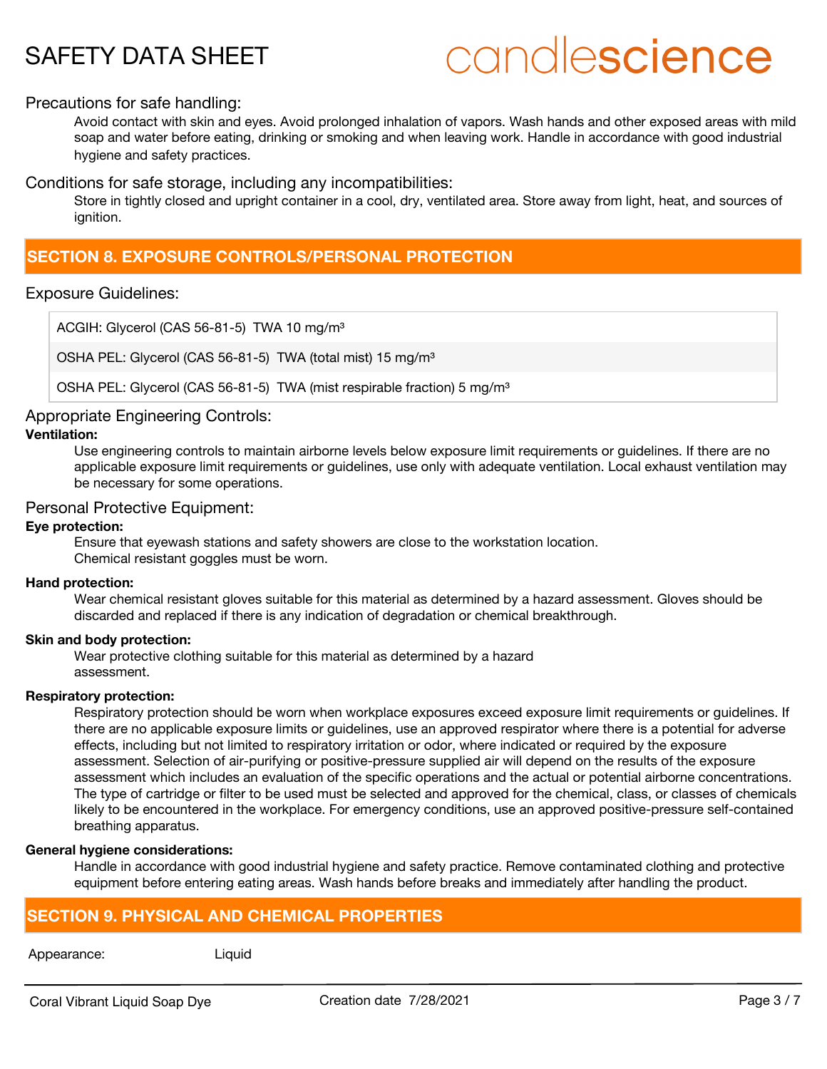### Precautions for safe handling:

Avoid contact with skin and eyes. Avoid prolonged inhalation of vapors. Wash hands and other exposed areas with mild soap and water before eating, drinking or smoking and when leaving work. Handle in accordance with good industrial hygiene and safety practices.

### Conditions for safe storage, including any incompatibilities:

Store in tightly closed and upright container in a cool, dry, ventilated area. Store away from light, heat, and sources of ignition.

## SECTION 8. EXPOSURE CONTROLS/PERSONAL PROTECTION

### Exposure Guidelines:

| |
|---|
| ACGIH: Glycerol (CAS 56-81-5) TWA 10 mg/m³ |
| OSHA PEL: Glycerol (CAS 56-81-5) TWA (total mist) 15 mg/m³ |
| OSHA PEL: Glycerol (CAS 56-81-5) TWA (mist respirable fraction) 5 mg/m³ |

### Appropriate Engineering Controls:

**Ventilation:**

Use engineering controls to maintain airborne levels below exposure limit requirements or guidelines. If there are no applicable exposure limit requirements or guidelines, use only with adequate ventilation. Local exhaust ventilation may be necessary for some operations.

### Personal Protective Equipment:

**Eye protection:**

Ensure that eyewash stations and safety showers are close to the workstation location.
Chemical resistant goggles must be worn.

**Hand protection:**

Wear chemical resistant gloves suitable for this material as determined by a hazard assessment. Gloves should be discarded and replaced if there is any indication of degradation or chemical breakthrough.

**Skin and body protection:**

Wear protective clothing suitable for this material as determined by a hazard assessment.

**Respiratory protection:**

Respiratory protection should be worn when workplace exposures exceed exposure limit requirements or guidelines. If there are no applicable exposure limits or guidelines, use an approved respirator where there is a potential for adverse effects, including but not limited to respiratory irritation or odor, where indicated or required by the exposure assessment. Selection of air-purifying or positive-pressure supplied air will depend on the results of the exposure assessment which includes an evaluation of the specific operations and the actual or potential airborne concentrations. The type of cartridge or filter to be used must be selected and approved for the chemical, class, or classes of chemicals likely to be encountered in the workplace. For emergency conditions, use an approved positive-pressure self-contained breathing apparatus.

**General hygiene considerations:**

Handle in accordance with good industrial hygiene and safety practice. Remove contaminated clothing and protective equipment before entering eating areas. Wash hands before breaks and immediately after handling the product.

## SECTION 9. PHYSICAL AND CHEMICAL PROPERTIES

| | |
|---|---|
| Appearance: | Liquid |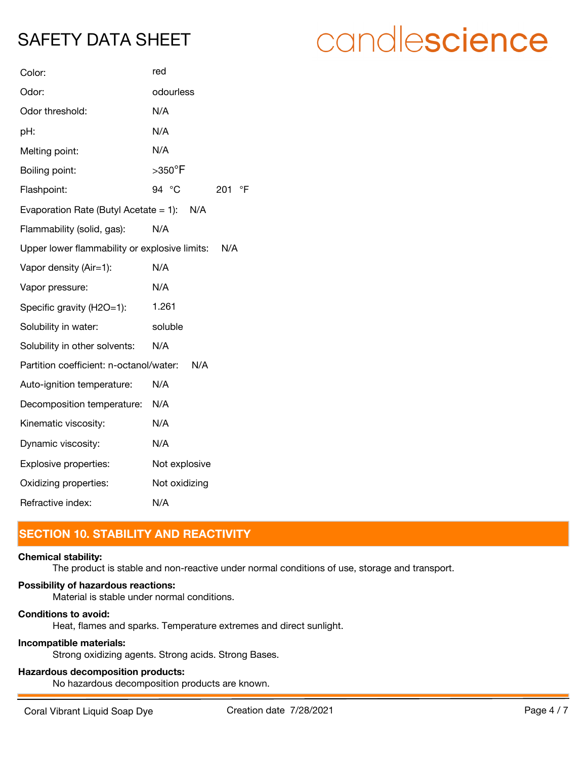| | |
|---|---|
| Color: | red |
| Odor: | odourless |
| Odor threshold: | N/A |
| pH: | N/A |
| Melting point: | N/A |
| Boiling point: | >350°F |
| Flashpoint: | 94 °C 201 °F |
| Evaporation Rate (Butyl Acetate = 1): | N/A |
| Flammability (solid, gas): | N/A |
| Upper lower flammability or explosive limits: | N/A |
| Vapor density (Air=1): | N/A |
| Vapor pressure: | N/A |
| Specific gravity (H2O=1): | 1.261 |
| Solubility in water: | soluble |
| Solubility in other solvents: | N/A |
| Partition coefficient: n-octanol/water: | N/A |
| Auto-ignition temperature: | N/A |
| Decomposition temperature: | N/A |
| Kinematic viscosity: | N/A |
| Dynamic viscosity: | N/A |
| Explosive properties: | Not explosive |
| Oxidizing properties: | Not oxidizing |
| Refractive index: | N/A |

## SECTION 10. STABILITY AND REACTIVITY

**Chemical stability:**
The product is stable and non-reactive under normal conditions of use, storage and transport.

**Possibility of hazardous reactions:**
Material is stable under normal conditions.

**Conditions to avoid:**
Heat, flames and sparks. Temperature extremes and direct sunlight.

**Incompatible materials:**
Strong oxidizing agents. Strong acids. Strong Bases.

**Hazardous decomposition products:**
No hazardous decomposition products are known.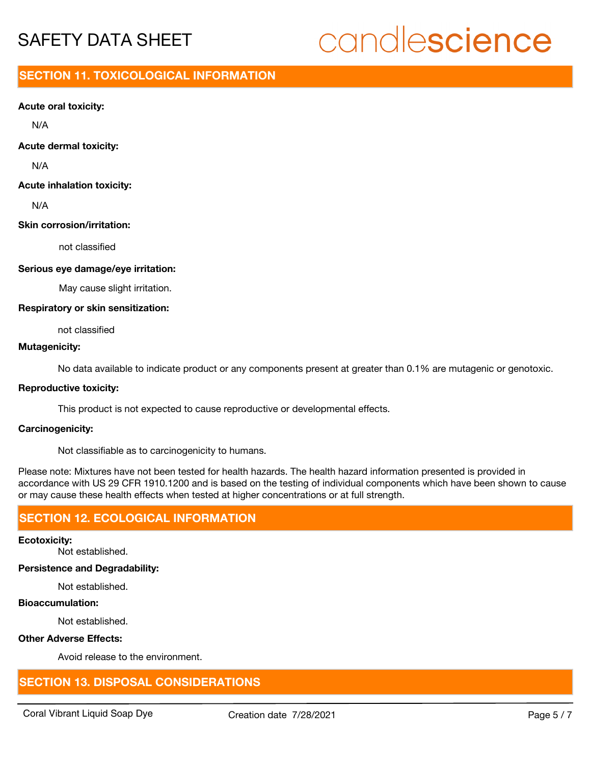## SECTION 11. TOXICOLOGICAL INFORMATION

**Acute oral toxicity:**

N/A

**Acute dermal toxicity:**

N/A

**Acute inhalation toxicity:**

N/A

**Skin corrosion/irritation:**

not classified

**Serious eye damage/eye irritation:**

May cause slight irritation.

**Respiratory or skin sensitization:**

not classified

**Mutagenicity:**

No data available to indicate product or any components present at greater than 0.1% are mutagenic or genotoxic.

**Reproductive toxicity:**

This product is not expected to cause reproductive or developmental effects.

**Carcinogenicity:**

Not classifiable as to carcinogenicity to humans.

Please note: Mixtures have not been tested for health hazards. The health hazard information presented is provided in accordance with US 29 CFR 1910.1200 and is based on the testing of individual components which have been shown to cause or may cause these health effects when tested at higher concentrations or at full strength.

## SECTION 12. ECOLOGICAL INFORMATION

**Ecotoxicity:**

Not established.

**Persistence and Degradability:**

Not established.

**Bioaccumulation:**

Not established.

**Other Adverse Effects:**

Avoid release to the environment.

## SECTION 13. DISPOSAL CONSIDERATIONS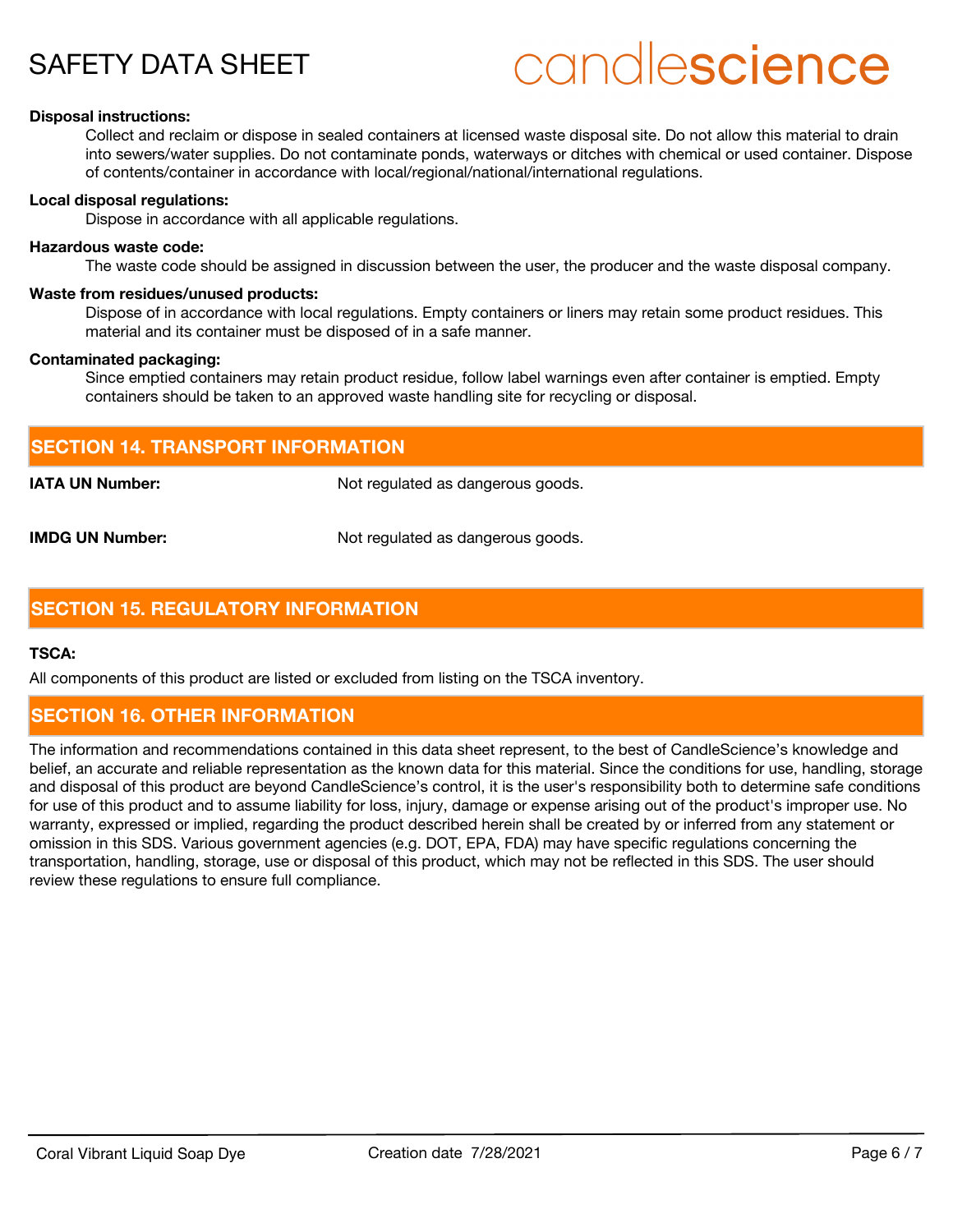**Disposal instructions:**

Collect and reclaim or dispose in sealed containers at licensed waste disposal site. Do not allow this material to drain into sewers/water supplies. Do not contaminate ponds, waterways or ditches with chemical or used container. Dispose of contents/container in accordance with local/regional/national/international regulations.

**Local disposal regulations:**

Dispose in accordance with all applicable regulations.

**Hazardous waste code:**

The waste code should be assigned in discussion between the user, the producer and the waste disposal company.

**Waste from residues/unused products:**

Dispose of in accordance with local regulations. Empty containers or liners may retain some product residues. This material and its container must be disposed of in a safe manner.

**Contaminated packaging:**

Since emptied containers may retain product residue, follow label warnings even after container is emptied. Empty containers should be taken to an approved waste handling site for recycling or disposal.

## SECTION 14. TRANSPORT INFORMATION

| | |
|---|---|
| **IATA UN Number:** | Not regulated as dangerous goods. |
| **IMDG UN Number:** | Not regulated as dangerous goods. |

## SECTION 15. REGULATORY INFORMATION

**TSCA:**

All components of this product are listed or excluded from listing on the TSCA inventory.

## SECTION 16. OTHER INFORMATION

The information and recommendations contained in this data sheet represent, to the best of CandleScience's knowledge and belief, an accurate and reliable representation as the known data for this material. Since the conditions for use, handling, storage and disposal of this product are beyond CandleScience's control, it is the user's responsibility both to determine safe conditions for use of this product and to assume liability for loss, injury, damage or expense arising out of the product's improper use. No warranty, expressed or implied, regarding the product described herein shall be created by or inferred from any statement or omission in this SDS. Various government agencies (e.g. DOT, EPA, FDA) may have specific regulations concerning the transportation, handling, storage, use or disposal of this product, which may not be reflected in this SDS. The user should review these regulations to ensure full compliance.